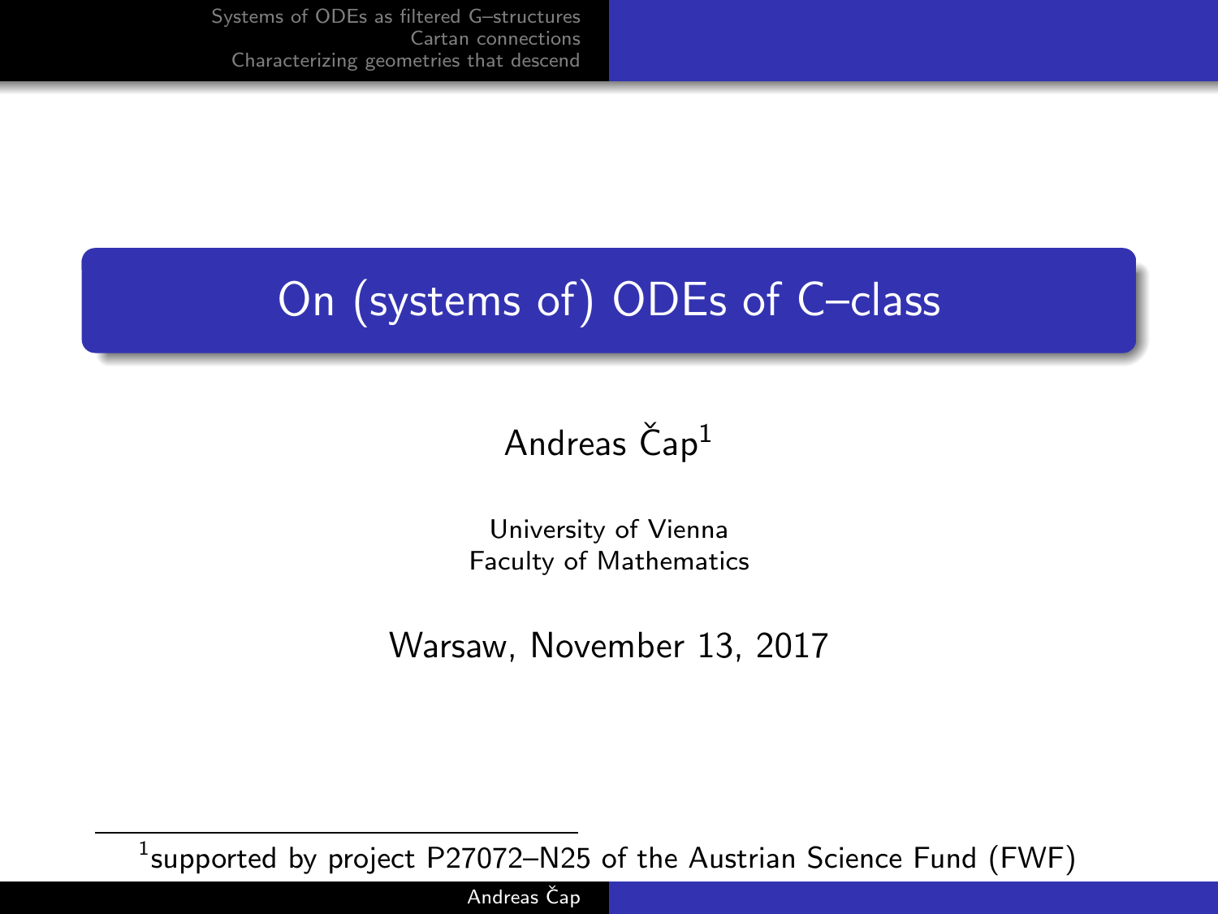# On (systems of) ODEs of C–class

Andreas Čap[1]

University of Vienna
Faculty of Mathematics

Warsaw, November 13, 2017

[1] supported by project P27072–N25 of the Austrian Science Fund (FWF)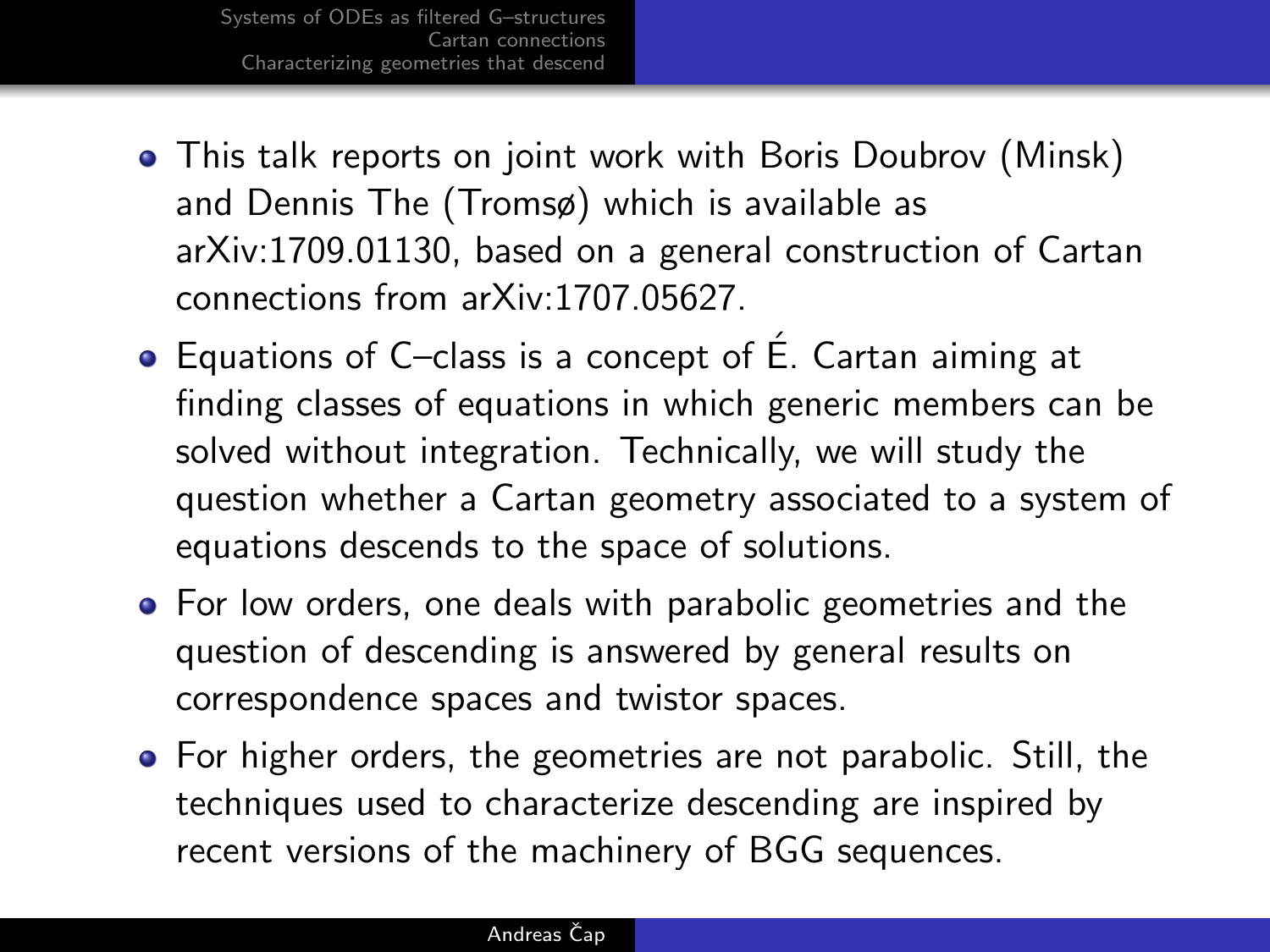- This talk reports on joint work with Boris Doubrov (Minsk) and Dennis The (Tromsø) which is available as arXiv:1709.01130, based on a general construction of Cartan connections from arXiv:1707.05627.
- Equations of C–class is a concept of É. Cartan aiming at finding classes of equations in which generic members can be solved without integration. Technically, we will study the question whether a Cartan geometry associated to a system of equations descends to the space of solutions.
- For low orders, one deals with parabolic geometries and the question of descending is answered by general results on correspondence spaces and twistor spaces.
- For higher orders, the geometries are not parabolic. Still, the techniques used to characterize descending are inspired by recent versions of the machinery of BGG sequences.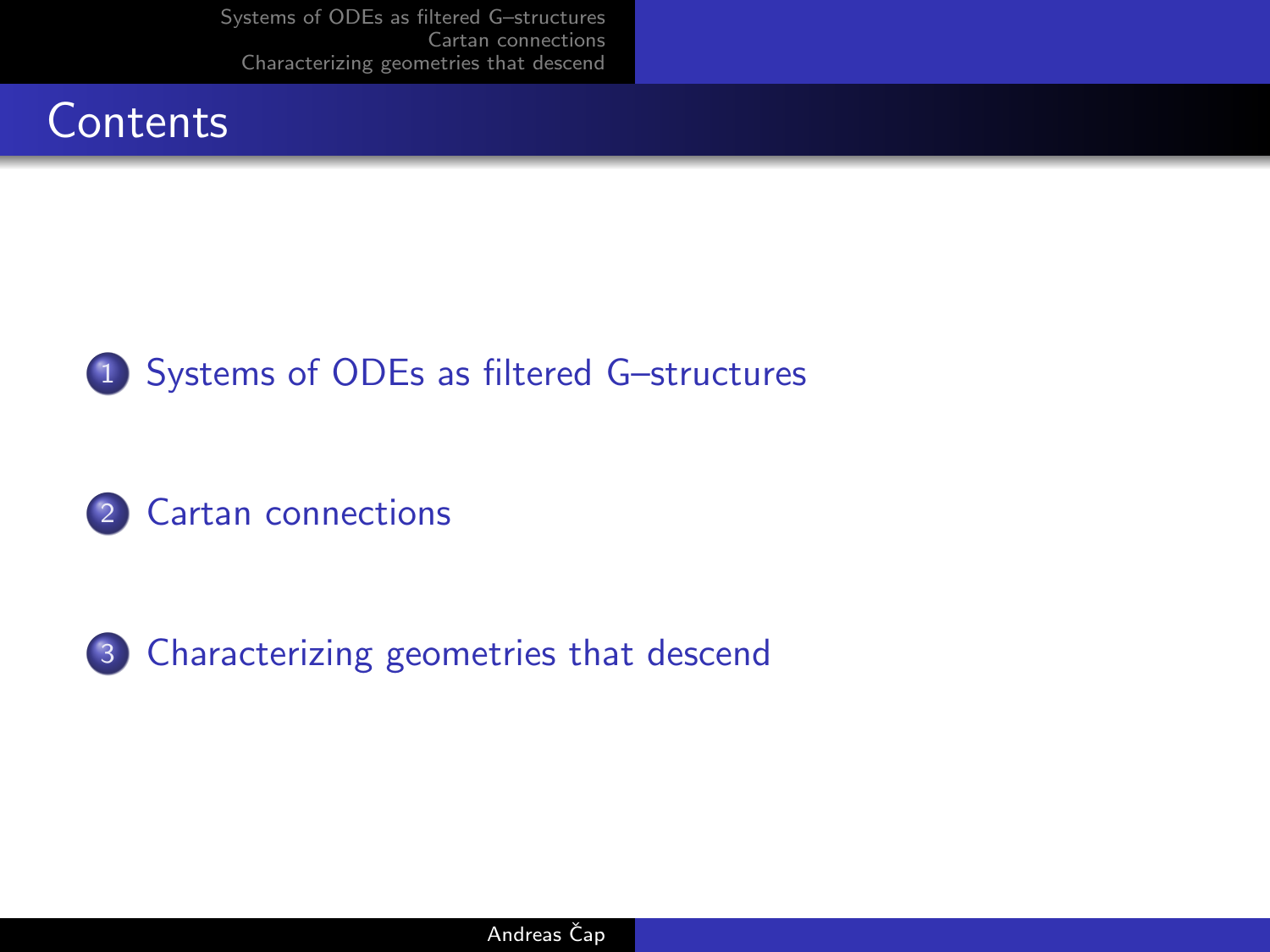# Contents

1. Systems of ODEs as filtered G–structures

2. Cartan connections

3. Characterizing geometries that descend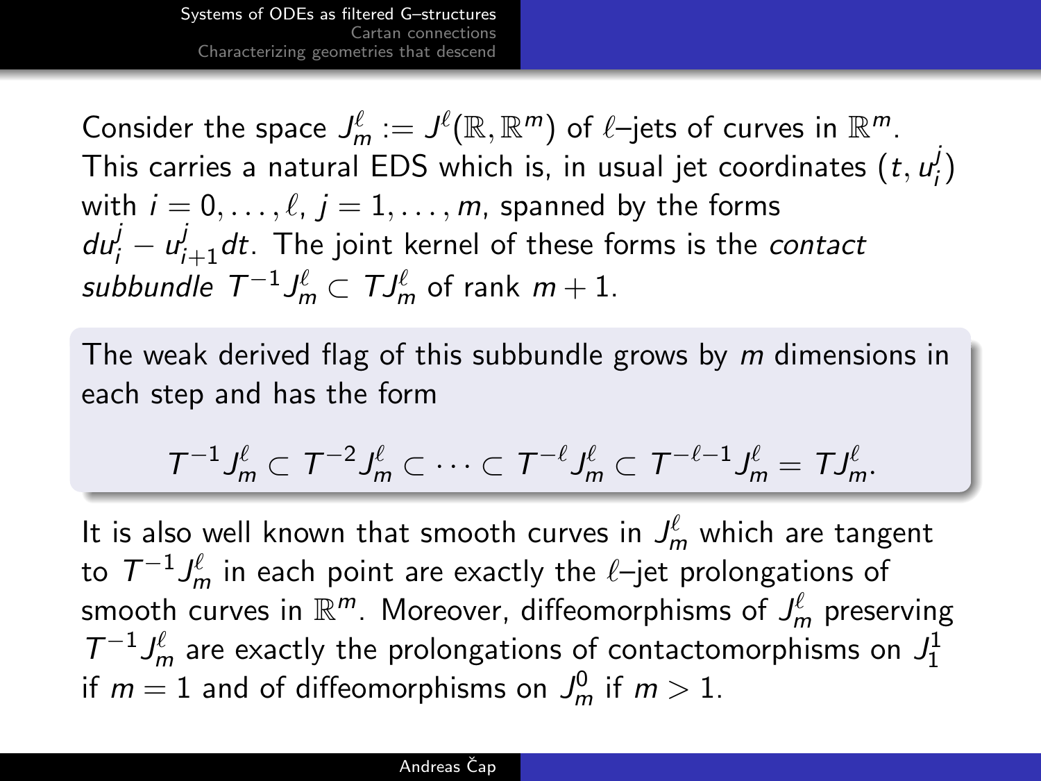Consider the space $J^\ell_m := J^\ell(\mathbb{R}, \mathbb{R}^m)$ of $\ell$–jets of curves in $\mathbb{R}^m$. This carries a natural EDS which is, in usual jet coordinates $(t, u^j_i)$ with $i = 0, \dots, \ell$, $j = 1, \dots, m$, spanned by the forms $du^j_i - u^j_{i+1} dt$. The joint kernel of these forms is the *contact subbundle* $T^{-1}J^\ell_m \subset TJ^\ell_m$ of rank $m + 1$.

The weak derived flag of this subbundle grows by $m$ dimensions in each step and has the form

$$T^{-1}J^\ell_m \subset T^{-2}J^\ell_m \subset \cdots \subset T^{-\ell}J^\ell_m \subset T^{-\ell-1}J^\ell_m = TJ^\ell_m.$$

It is also well known that smooth curves in $J^\ell_m$ which are tangent to $T^{-1}J^\ell_m$ in each point are exactly the $\ell$–jet prolongations of smooth curves in $\mathbb{R}^m$. Moreover, diffeomorphisms of $J^\ell_m$ preserving $T^{-1}J^\ell_m$ are exactly the prolongations of contactomorphisms on $J^1_1$ if $m = 1$ and of diffeomorphisms on $J^0_m$ if $m > 1$.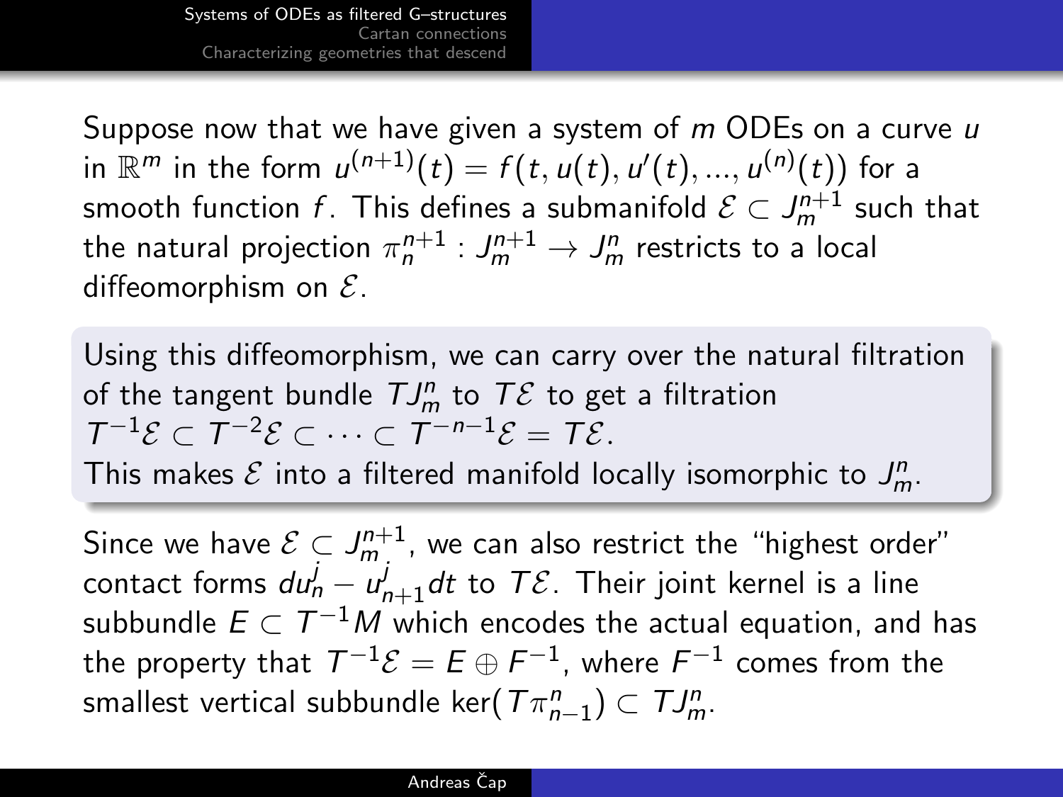Suppose now that we have given a system of $m$ ODEs on a curve $u$ in $\mathbb{R}^m$ in the form $u^{(n+1)}(t) = f(t, u(t), u'(t), ..., u^{(n)}(t))$ for a smooth function $f$. This defines a submanifold $\mathcal{E} \subset J^{n+1}_m$ such that the natural projection $\pi^{n+1}_n : J^{n+1}_m \to J^n_m$ restricts to a local diffeomorphism on $\mathcal{E}$.

Using this diffeomorphism, we can carry over the natural filtration of the tangent bundle $TJ^n_m$ to $T\mathcal{E}$ to get a filtration $T^{-1}\mathcal{E} \subset T^{-2}\mathcal{E} \subset \cdots \subset T^{-n-1}\mathcal{E} = T\mathcal{E}$.
This makes $\mathcal{E}$ into a filtered manifold locally isomorphic to $J^n_m$.

Since we have $\mathcal{E} \subset J^{n+1}_m$, we can also restrict the "highest order" contact forms $du^j_n - u^j_{n+1}dt$ to $T\mathcal{E}$. Their joint kernel is a line subbundle $E \subset T^{-1}M$ which encodes the actual equation, and has the property that $T^{-1}\mathcal{E} = E \oplus F^{-1}$, where $F^{-1}$ comes from the smallest vertical subbundle $\ker(T\pi^n_{n-1}) \subset TJ^n_m$.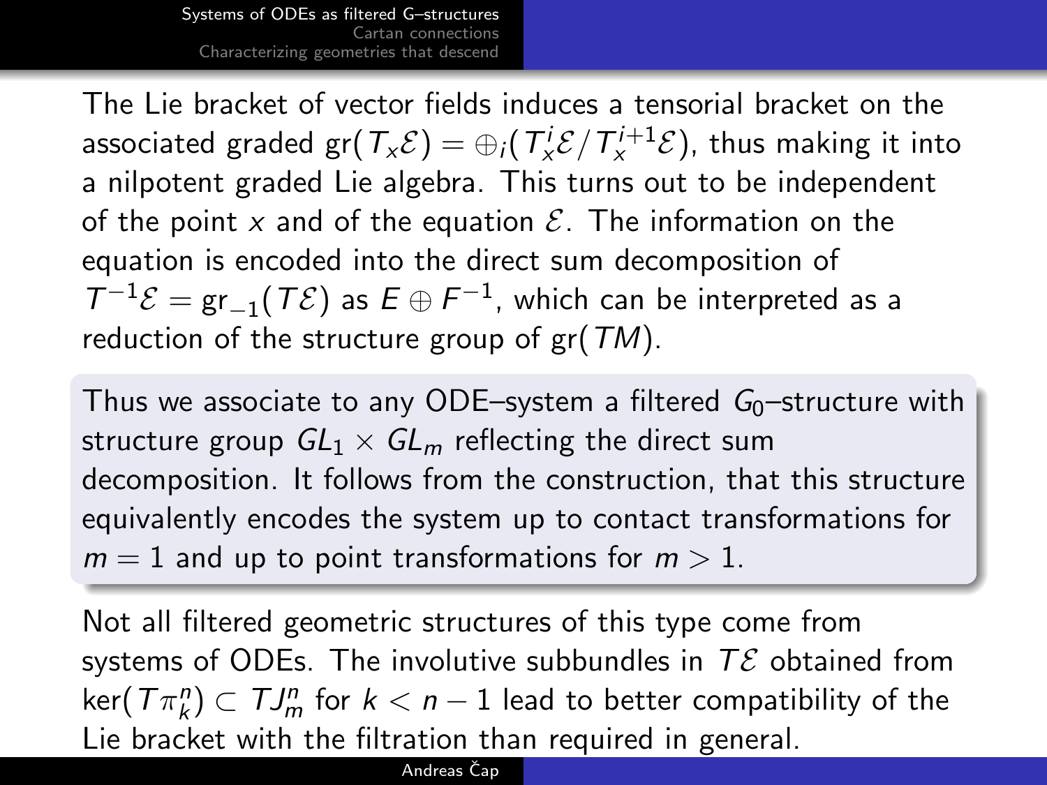The Lie bracket of vector fields induces a tensorial bracket on the associated graded $\text{gr}(T_x\mathcal{E}) = \oplus_i (T_x^i\mathcal{E}/T_x^{i+1}\mathcal{E})$, thus making it into a nilpotent graded Lie algebra. This turns out to be independent of the point $x$ and of the equation $\mathcal{E}$. The information on the equation is encoded into the direct sum decomposition of $T^{-1}\mathcal{E} = \text{gr}_{-1}(T\mathcal{E})$ as $E \oplus F^{-1}$, which can be interpreted as a reduction of the structure group of $\text{gr}(TM)$.

Thus we associate to any ODE–system a filtered $G_0$–structure with structure group $GL_1 \times GL_m$ reflecting the direct sum decomposition. It follows from the construction, that this structure equivalently encodes the system up to contact transformations for $m = 1$ and up to point transformations for $m > 1$.

Not all filtered geometric structures of this type come from systems of ODEs. The involutive subbundles in $T\mathcal{E}$ obtained from $\ker(T\pi^n_k) \subset TJ^n_m$ for $k < n - 1$ lead to better compatibility of the Lie bracket with the filtration than required in general.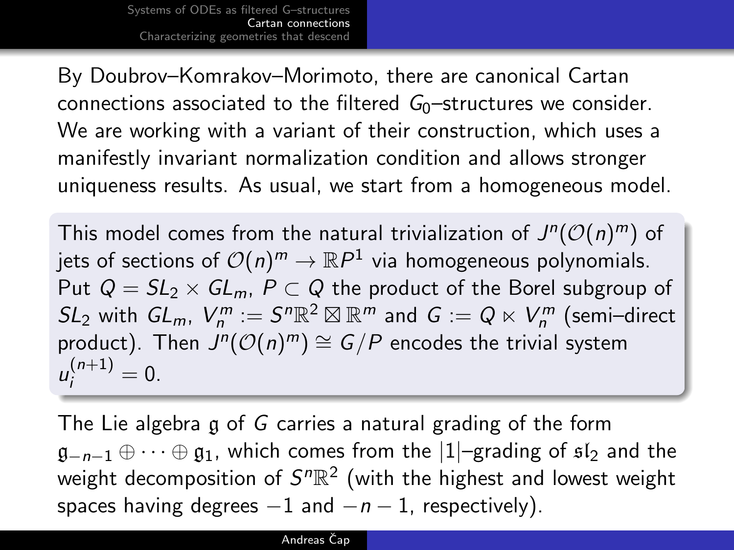By Doubrov–Komrakov–Morimoto, there are canonical Cartan connections associated to the filtered $G_0$–structures we consider. We are working with a variant of their construction, which uses a manifestly invariant normalization condition and allows stronger uniqueness results. As usual, we start from a homogeneous model.

This model comes from the natural trivialization of $J^n(\mathcal{O}(n)^m)$ of jets of sections of $\mathcal{O}(n)^m \to \mathbb{R}P^1$ via homogeneous polynomials. Put $Q = SL_2 \times GL_m$, $P \subset Q$ the product of the Borel subgroup of $SL_2$ with $GL_m$, $V_n^m := S^n\mathbb{R}^2 \boxtimes \mathbb{R}^m$ and $G := Q \ltimes V_n^m$ (semi–direct product). Then $J^n(\mathcal{O}(n)^m) \cong G/P$ encodes the trivial system $u_i^{(n+1)} = 0$.

The Lie algebra $\mathfrak{g}$ of $G$ carries a natural grading of the form $\mathfrak{g}_{-n-1} \oplus \cdots \oplus \mathfrak{g}_1$, which comes from the $|1|$–grading of $\mathfrak{sl}_2$ and the weight decomposition of $S^n\mathbb{R}^2$ (with the highest and lowest weight spaces having degrees $-1$ and $-n-1$, respectively).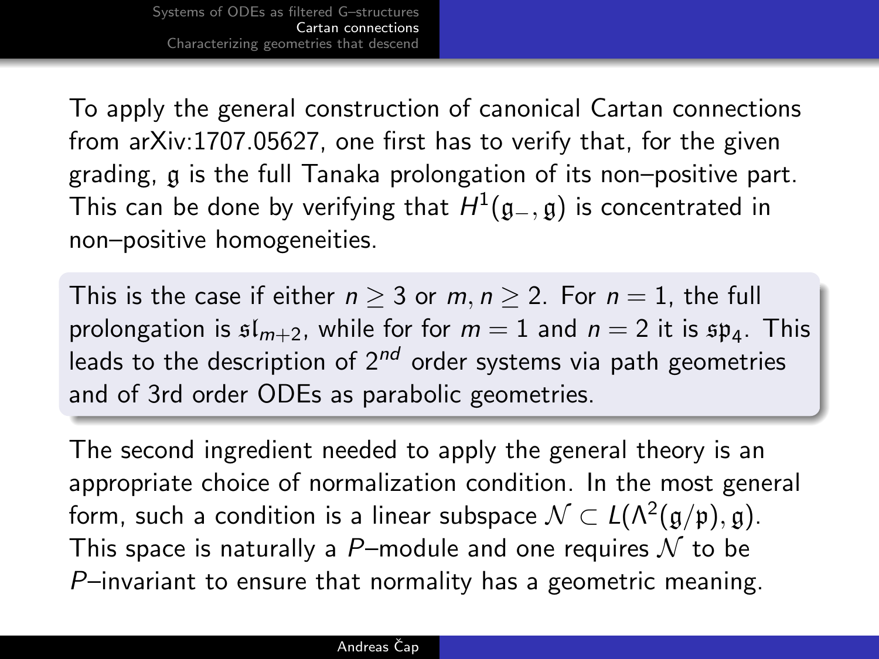To apply the general construction of canonical Cartan connections from arXiv:1707.05627, one first has to verify that, for the given grading, $\mathfrak{g}$ is the full Tanaka prolongation of its non–positive part. This can be done by verifying that $H^1(\mathfrak{g}_-, \mathfrak{g})$ is concentrated in non–positive homogeneities.

This is the case if either $n \geq 3$ or $m, n \geq 2$. For $n = 1$, the full prolongation is $\mathfrak{sl}_{m+2}$, while for for $m = 1$ and $n = 2$ it is $\mathfrak{sp}_4$. This leads to the description of $2^{nd}$ order systems via path geometries and of 3rd order ODEs as parabolic geometries.

The second ingredient needed to apply the general theory is an appropriate choice of normalization condition. In the most general form, such a condition is a linear subspace $\mathcal{N} \subset L(\Lambda^2(\mathfrak{g}/\mathfrak{p}), \mathfrak{g})$. This space is naturally a $P$–module and one requires $\mathcal{N}$ to be $P$–invariant to ensure that normality has a geometric meaning.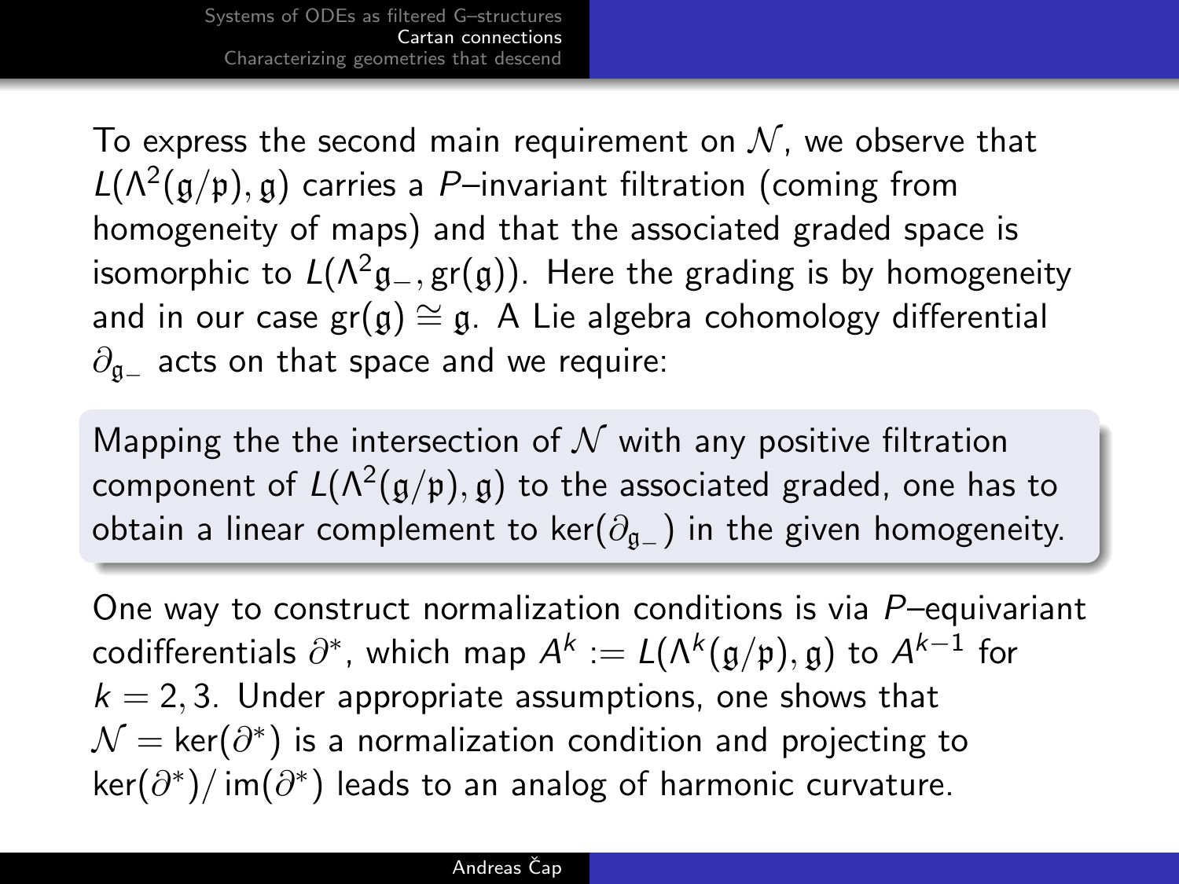To express the second main requirement on $\mathcal{N}$, we observe that $L(\Lambda^2(\mathfrak{g}/\mathfrak{p}),\mathfrak{g})$ carries a $P$–invariant filtration (coming from homogeneity of maps) and that the associated graded space is isomorphic to $L(\Lambda^2\mathfrak{g}_-,\mathrm{gr}(\mathfrak{g}))$. Here the grading is by homogeneity and in our case $\mathrm{gr}(\mathfrak{g})\cong\mathfrak{g}$. A Lie algebra cohomology differential $\partial_{\mathfrak{g}_-}$ acts on that space and we require:

> Mapping the the intersection of $\mathcal{N}$ with any positive filtration component of $L(\Lambda^2(\mathfrak{g}/\mathfrak{p}),\mathfrak{g})$ to the associated graded, one has to obtain a linear complement to $\ker(\partial_{\mathfrak{g}_-})$ in the given homogeneity.

One way to construct normalization conditions is via $P$–equivariant codifferentials $\partial^*$, which map $A^k := L(\Lambda^k(\mathfrak{g}/\mathfrak{p}),\mathfrak{g})$ to $A^{k-1}$ for $k=2,3$. Under appropriate assumptions, one shows that $\mathcal{N}=\ker(\partial^*)$ is a normalization condition and projecting to $\ker(\partial^*)/\operatorname{im}(\partial^*)$ leads to an analog of harmonic curvature.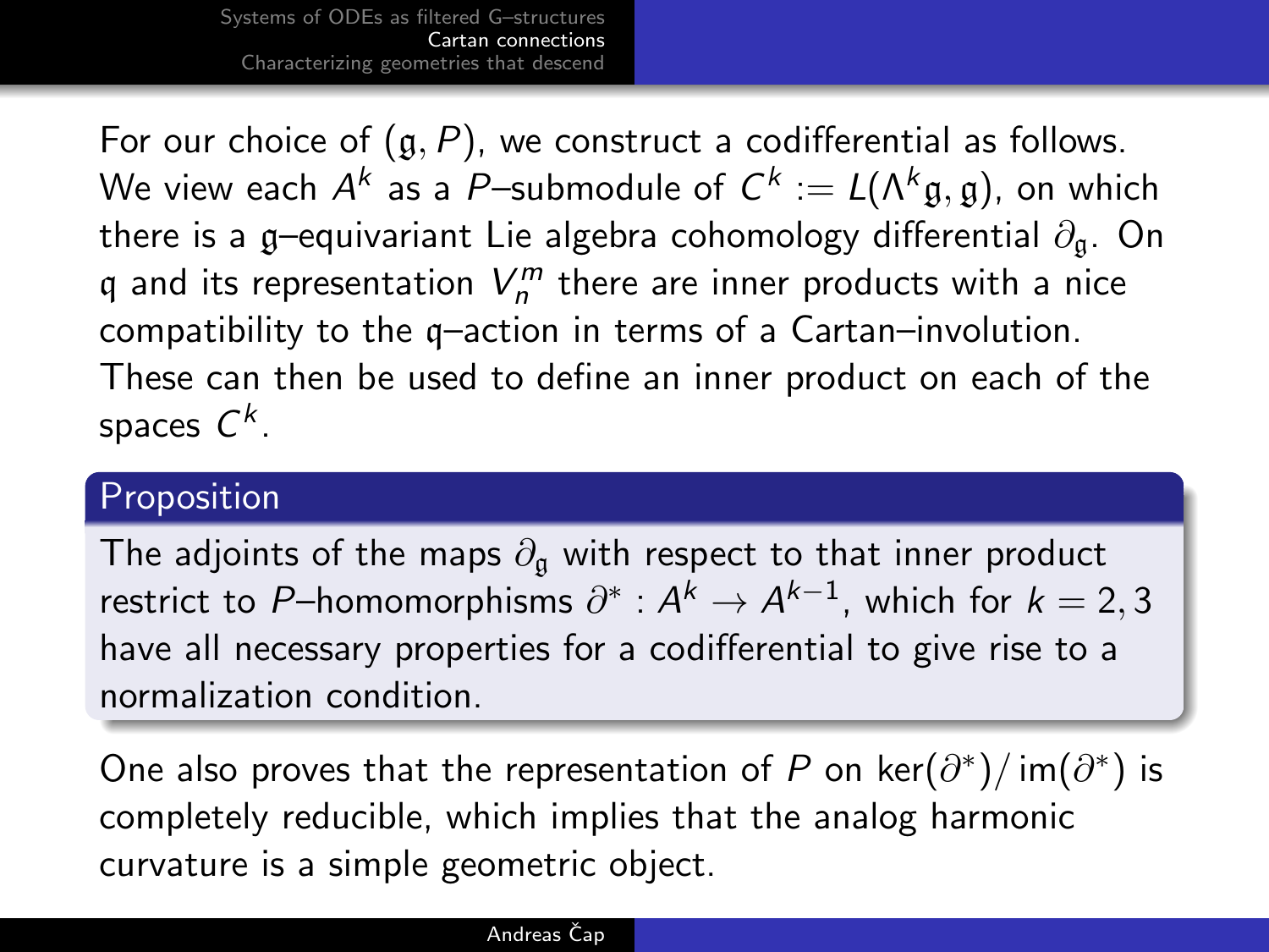For our choice of $(\mathfrak{g}, P)$, we construct a codifferential as follows. We view each $A^k$ as a $P$–submodule of $C^k := L(\Lambda^k\mathfrak{g}, \mathfrak{g})$, on which there is a $\mathfrak{g}$–equivariant Lie algebra cohomology differential $\partial_{\mathfrak{g}}$. On $\mathfrak{q}$ and its representation $V_n^m$ there are inner products with a nice compatibility to the $\mathfrak{q}$–action in terms of a Cartan–involution. These can then be used to define an inner product on each of the spaces $C^k$.

**Proposition**

The adjoints of the maps $\partial_{\mathfrak{g}}$ with respect to that inner product restrict to $P$–homomorphisms $\partial^* : A^k \to A^{k-1}$, which for $k = 2, 3$ have all necessary properties for a codifferential to give rise to a normalization condition.

One also proves that the representation of $P$ on $\ker(\partial^*)/\operatorname{im}(\partial^*)$ is completely reducible, which implies that the analog harmonic curvature is a simple geometric object.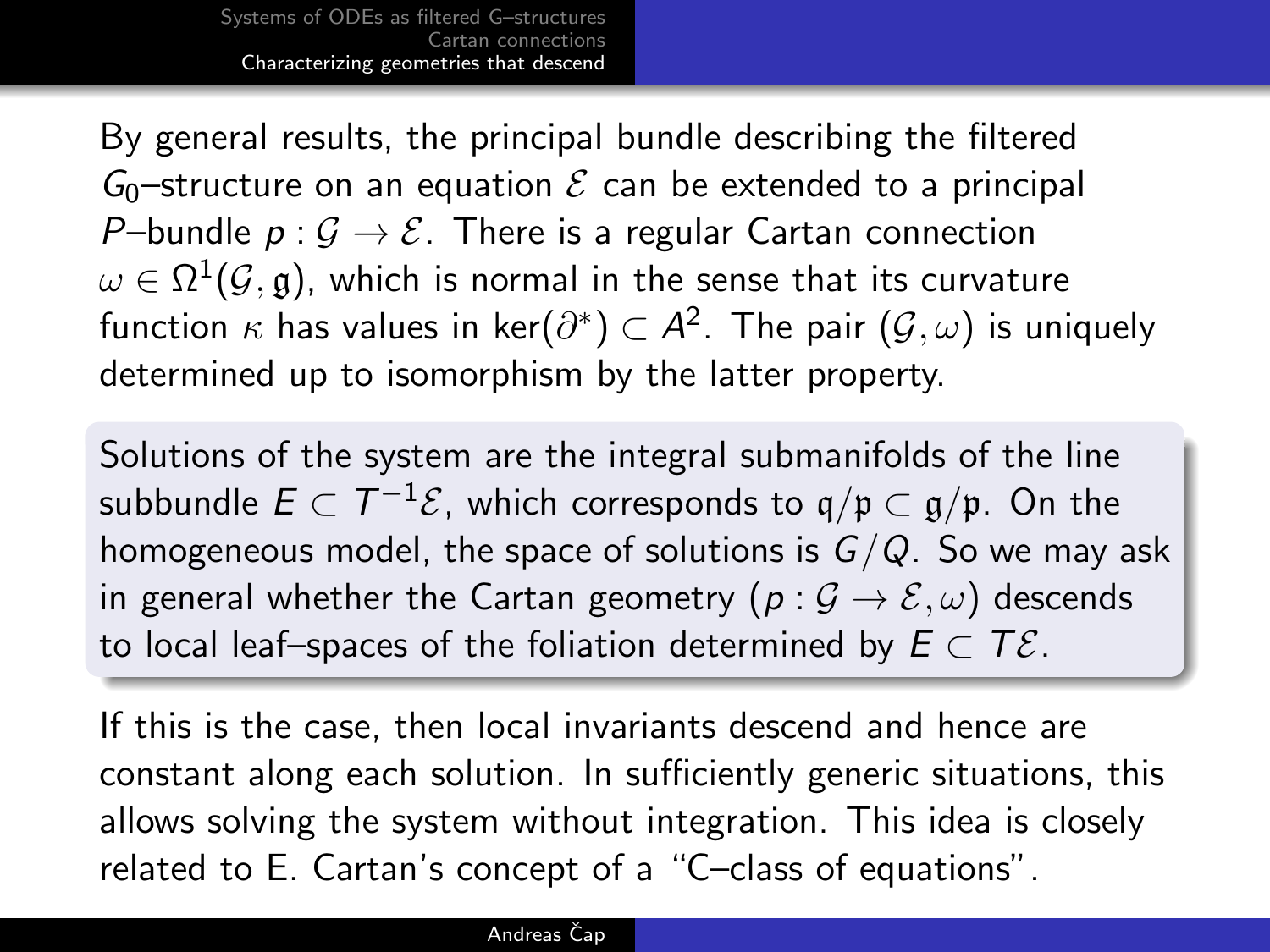By general results, the principal bundle describing the filtered $G_0$–structure on an equation $\mathcal{E}$ can be extended to a principal $P$–bundle $p : \mathcal{G} \to \mathcal{E}$. There is a regular Cartan connection $\omega \in \Omega^1(\mathcal{G}, \mathfrak{g})$, which is normal in the sense that its curvature function $\kappa$ has values in $\ker(\partial^*) \subset A^2$. The pair $(\mathcal{G}, \omega)$ is uniquely determined up to isomorphism by the latter property.

Solutions of the system are the integral submanifolds of the line subbundle $E \subset T^{-1}\mathcal{E}$, which corresponds to $\mathfrak{q}/\mathfrak{p} \subset \mathfrak{g}/\mathfrak{p}$. On the homogeneous model, the space of solutions is $G/Q$. So we may ask in general whether the Cartan geometry $(p : \mathcal{G} \to \mathcal{E}, \omega)$ descends to local leaf–spaces of the foliation determined by $E \subset T\mathcal{E}$.

If this is the case, then local invariants descend and hence are constant along each solution. In sufficiently generic situations, this allows solving the system without integration. This idea is closely related to E. Cartan's concept of a "C–class of equations".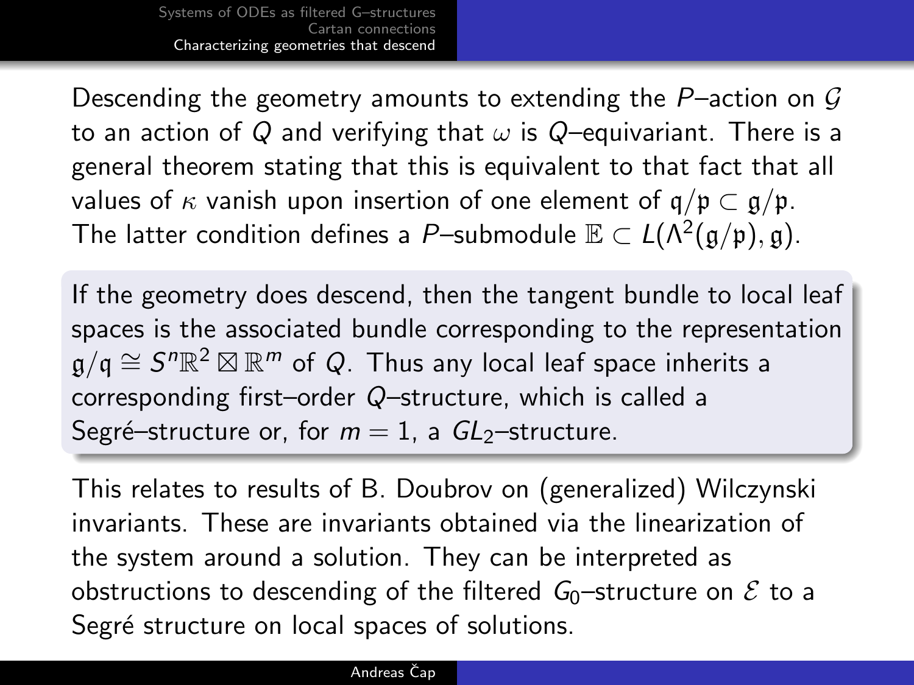Descending the geometry amounts to extending the $P$–action on $\mathcal{G}$ to an action of $Q$ and verifying that $\omega$ is $Q$–equivariant. There is a general theorem stating that this is equivalent to that fact that all values of $\kappa$ vanish upon insertion of one element of $\mathfrak{q}/\mathfrak{p} \subset \mathfrak{g}/\mathfrak{p}$. The latter condition defines a $P$–submodule $\mathbb{E} \subset L(\Lambda^2(\mathfrak{g}/\mathfrak{p}), \mathfrak{g})$.

> If the geometry does descend, then the tangent bundle to local leaf spaces is the associated bundle corresponding to the representation $\mathfrak{g}/\mathfrak{q} \cong S^n\mathbb{R}^2 \boxtimes \mathbb{R}^m$ of $Q$. Thus any local leaf space inherits a corresponding first–order $Q$–structure, which is called a Segré–structure or, for $m = 1$, a $GL_2$–structure.

This relates to results of B. Doubrov on (generalized) Wilczynski invariants. These are invariants obtained via the linearization of the system around a solution. They can be interpreted as obstructions to descending of the filtered $G_0$–structure on $\mathcal{E}$ to a Segré structure on local spaces of solutions.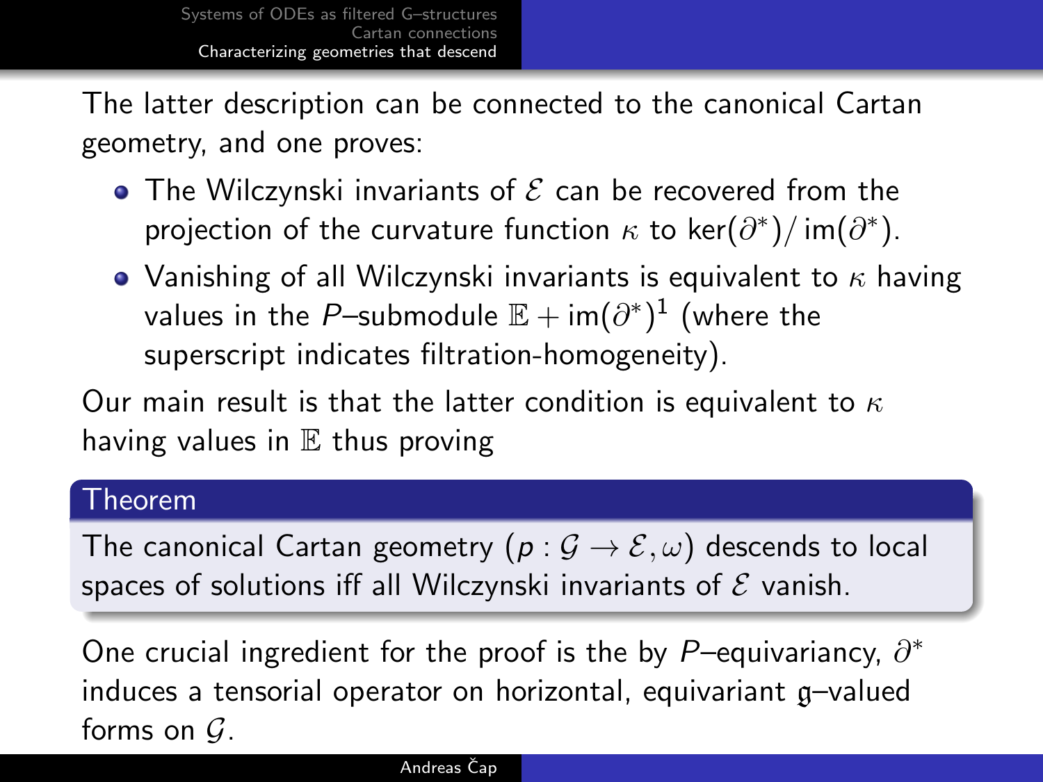The latter description can be connected to the canonical Cartan geometry, and one proves:

- The Wilczynski invariants of $\mathcal{E}$ can be recovered from the projection of the curvature function $\kappa$ to $\ker(\partial^*)/\operatorname{im}(\partial^*)$.
- Vanishing of all Wilczynski invariants is equivalent to $\kappa$ having values in the $P$–submodule $\mathbb{E} + \operatorname{im}(\partial^*)^1$ (where the superscript indicates filtration-homogeneity).

Our main result is that the latter condition is equivalent to $\kappa$ having values in $\mathbb{E}$ thus proving

**Theorem**

The canonical Cartan geometry $(p : \mathcal{G} \to \mathcal{E}, \omega)$ descends to local spaces of solutions iff all Wilczynski invariants of $\mathcal{E}$ vanish.

One crucial ingredient for the proof is the by $P$–equivariancy, $\partial^*$ induces a tensorial operator on horizontal, equivariant $\mathfrak{g}$–valued forms on $\mathcal{G}$.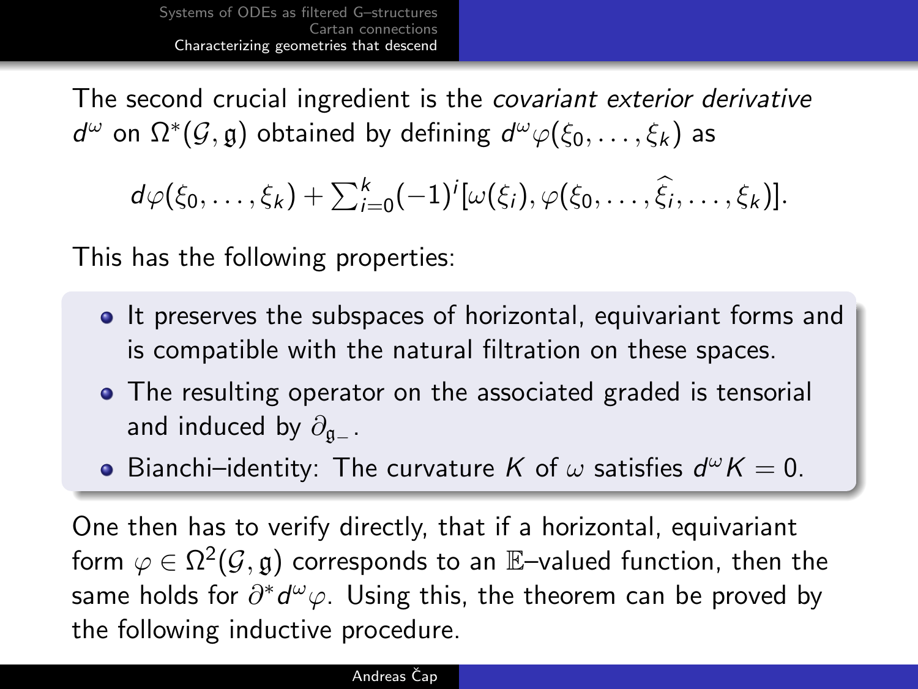The second crucial ingredient is the *covariant exterior derivative* $d^\omega$ on $\Omega^*(\mathcal{G}, \mathfrak{g})$ obtained by defining $d^\omega\varphi(\xi_0, \dots, \xi_k)$ as

$$d\varphi(\xi_0, \dots, \xi_k) + \textstyle\sum_{i=0}^{k}(-1)^i[\omega(\xi_i), \varphi(\xi_0, \dots, \widehat{\xi_i}, \dots, \xi_k)].$$

This has the following properties:

- It preserves the subspaces of horizontal, equivariant forms and is compatible with the natural filtration on these spaces.
- The resulting operator on the associated graded is tensorial and induced by $\partial_{\mathfrak{g}_-}$.
- Bianchi–identity: The curvature $K$ of $\omega$ satisfies $d^\omega K = 0$.

One then has to verify directly, that if a horizontal, equivariant form $\varphi \in \Omega^2(\mathcal{G}, \mathfrak{g})$ corresponds to an $\mathbb{E}$–valued function, then the same holds for $\partial^* d^\omega \varphi$. Using this, the theorem can be proved by the following inductive procedure.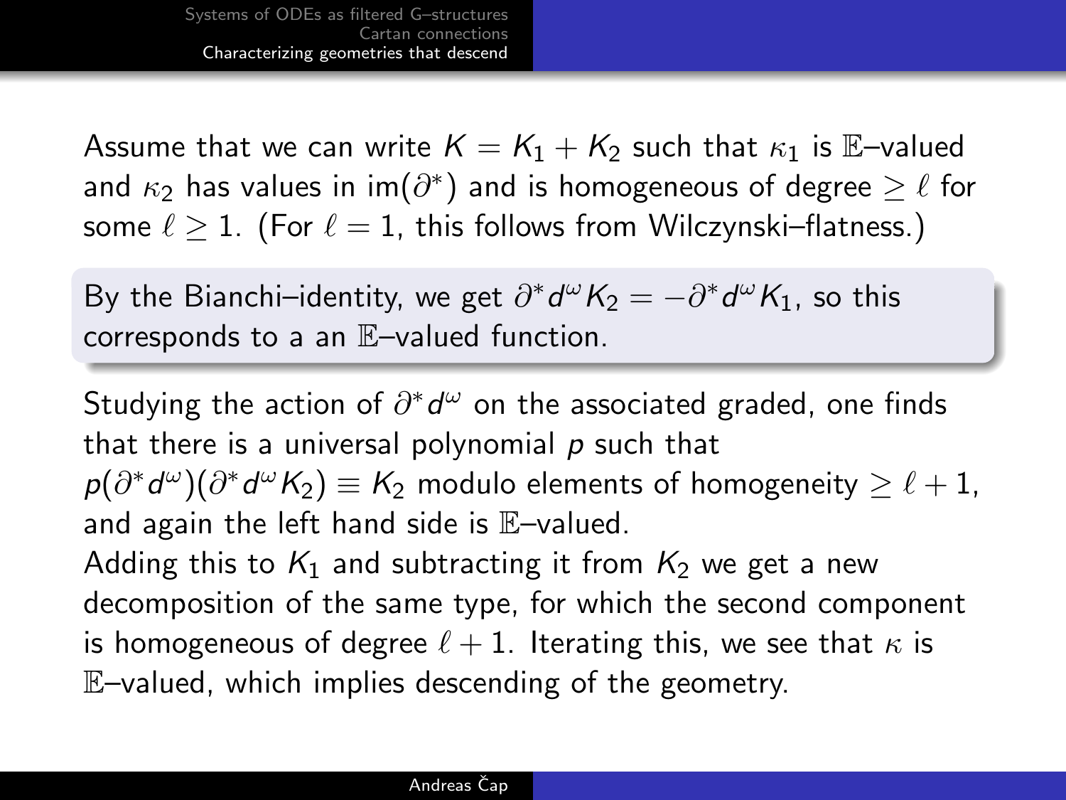Assume that we can write $K = K_1 + K_2$ such that $\kappa_1$ is $\mathbb{E}$–valued and $\kappa_2$ has values in $\mathrm{im}(\partial^*)$ and is homogeneous of degree $\geq \ell$ for some $\ell \geq 1$. (For $\ell = 1$, this follows from Wilczynski–flatness.)

By the Bianchi–identity, we get $\partial^* d^\omega K_2 = -\partial^* d^\omega K_1$, so this corresponds to a an $\mathbb{E}$–valued function.

Studying the action of $\partial^* d^\omega$ on the associated graded, one finds that there is a universal polynomial $p$ such that $p(\partial^* d^\omega)(\partial^* d^\omega K_2) \equiv K_2$ modulo elements of homogeneity $\geq \ell + 1$, and again the left hand side is $\mathbb{E}$–valued.

Adding this to $K_1$ and subtracting it from $K_2$ we get a new decomposition of the same type, for which the second component is homogeneous of degree $\ell + 1$. Iterating this, we see that $\kappa$ is $\mathbb{E}$–valued, which implies descending of the geometry.